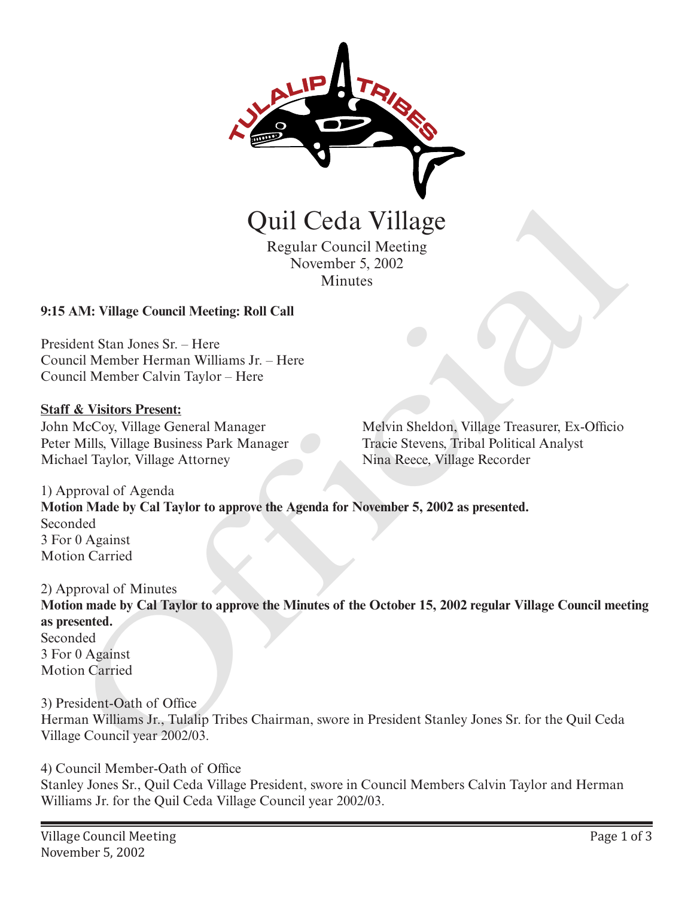# Quil Ceda Village

Regular Council Meeting
November 5, 2002
Minutes

**9:15 AM: Village Council Meeting: Roll Call**

President Stan Jones Sr. – Here
Council Member Herman Williams Jr. – Here
Council Member Calvin Taylor – Here

**Staff & Visitors Present:**

John McCoy, Village General Manager
Peter Mills, Village Business Park Manager
Michael Taylor, Village Attorney
Melvin Sheldon, Village Treasurer, Ex-Officio
Tracie Stevens, Tribal Political Analyst
Nina Reece, Village Recorder

1) Approval of Agenda
**Motion Made by Cal Taylor to approve the Agenda for November 5, 2002 as presented.**
Seconded
3 For 0 Against
Motion Carried

2) Approval of Minutes
**Motion made by Cal Taylor to approve the Minutes of the October 15, 2002 regular Village Council meeting as presented.**
Seconded
3 For 0 Against
Motion Carried

3) President-Oath of Office
Herman Williams Jr., Tulalip Tribes Chairman, swore in President Stanley Jones Sr. for the Quil Ceda Village Council year 2002/03.

4) Council Member-Oath of Office
Stanley Jones Sr., Quil Ceda Village President, swore in Council Members Calvin Taylor and Herman Williams Jr. for the Quil Ceda Village Council year 2002/03.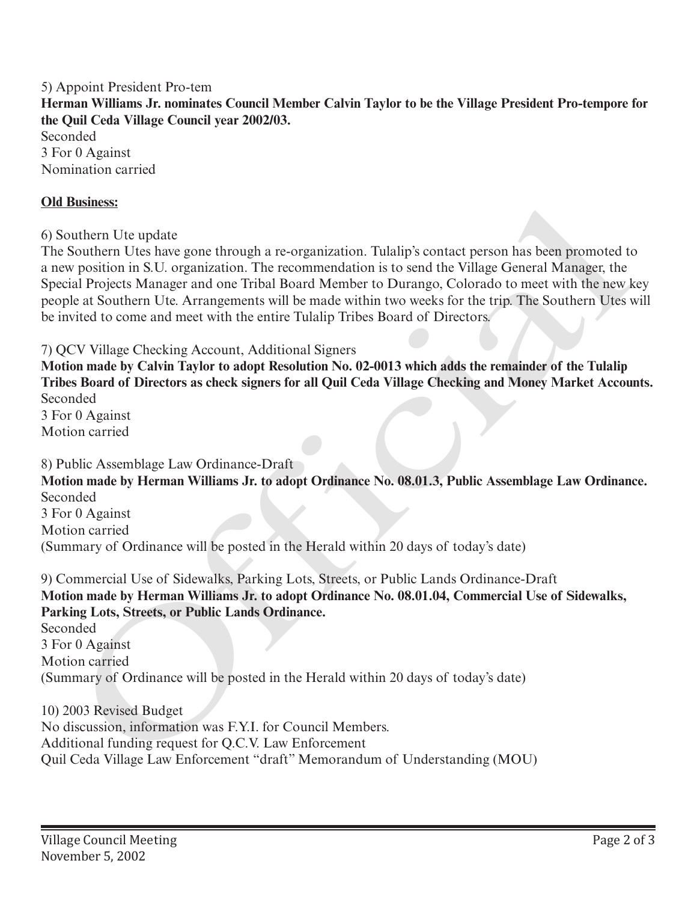5) Appoint President Pro-tem

**Herman Williams Jr. nominates Council Member Calvin Taylor to be the Village President Pro-tempore for the Quil Ceda Village Council year 2002/03.**

Seconded

3 For 0 Against

Nomination carried

**Old Business:**

6) Southern Ute update

The Southern Utes have gone through a re-organization. Tulalip's contact person has been promoted to a new position in S.U. organization. The recommendation is to send the Village General Manager, the Special Projects Manager and one Tribal Board Member to Durango, Colorado to meet with the new key people at Southern Ute. Arrangements will be made within two weeks for the trip. The Southern Utes will be invited to come and meet with the entire Tulalip Tribes Board of Directors.

7) QCV Village Checking Account, Additional Signers

**Motion made by Calvin Taylor to adopt Resolution No. 02-0013 which adds the remainder of the Tulalip Tribes Board of Directors as check signers for all Quil Ceda Village Checking and Money Market Accounts.**

Seconded

3 For 0 Against

Motion carried

8) Public Assemblage Law Ordinance-Draft

**Motion made by Herman Williams Jr. to adopt Ordinance No. 08.01.3, Public Assemblage Law Ordinance.**

Seconded

3 For 0 Against

Motion carried

(Summary of Ordinance will be posted in the Herald within 20 days of today's date)

9) Commercial Use of Sidewalks, Parking Lots, Streets, or Public Lands Ordinance-Draft

**Motion made by Herman Williams Jr. to adopt Ordinance No. 08.01.04, Commercial Use of Sidewalks, Parking Lots, Streets, or Public Lands Ordinance.**

Seconded

3 For 0 Against

Motion carried

(Summary of Ordinance will be posted in the Herald within 20 days of today's date)

10) 2003 Revised Budget

No discussion, information was F.Y.I. for Council Members.

Additional funding request for Q.C.V. Law Enforcement

Quil Ceda Village Law Enforcement "draft" Memorandum of Understanding (MOU)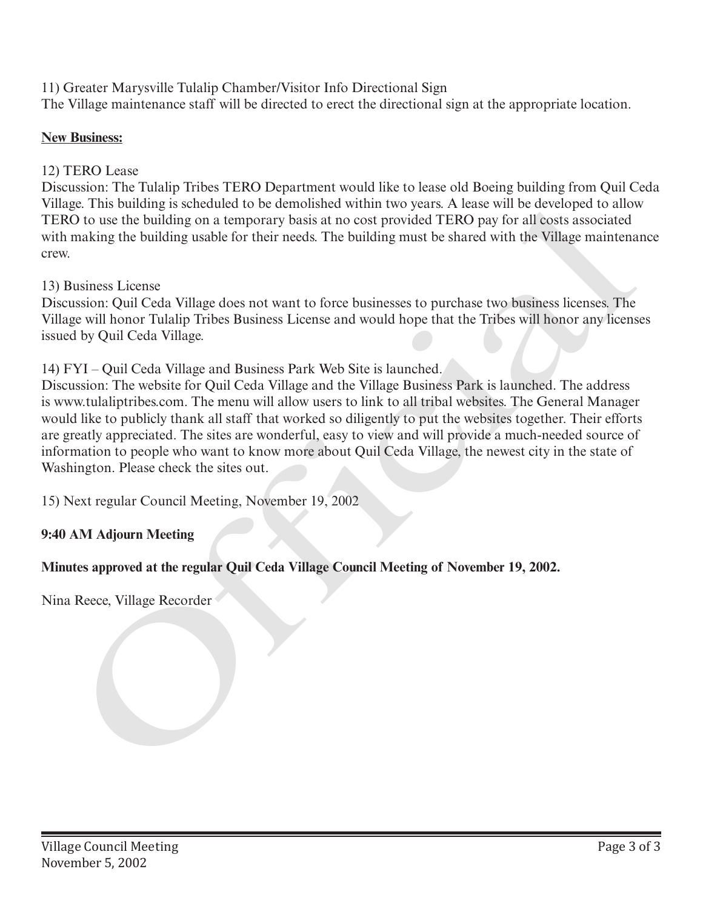11) Greater Marysville Tulalip Chamber/Visitor Info Directional Sign
The Village maintenance staff will be directed to erect the directional sign at the appropriate location.

**New Business:**

12) TERO Lease
Discussion: The Tulalip Tribes TERO Department would like to lease old Boeing building from Quil Ceda Village. This building is scheduled to be demolished within two years. A lease will be developed to allow TERO to use the building on a temporary basis at no cost provided TERO pay for all costs associated with making the building usable for their needs. The building must be shared with the Village maintenance crew.

13) Business License
Discussion: Quil Ceda Village does not want to force businesses to purchase two business licenses. The Village will honor Tulalip Tribes Business License and would hope that the Tribes will honor any licenses issued by Quil Ceda Village.

14) FYI – Quil Ceda Village and Business Park Web Site is launched.
Discussion: The website for Quil Ceda Village and the Village Business Park is launched. The address is www.tulaliptribes.com. The menu will allow users to link to all tribal websites. The General Manager would like to publicly thank all staff that worked so diligently to put the websites together. Their efforts are greatly appreciated. The sites are wonderful, easy to view and will provide a much-needed source of information to people who want to know more about Quil Ceda Village, the newest city in the state of Washington. Please check the sites out.

15) Next regular Council Meeting, November 19, 2002

**9:40 AM Adjourn Meeting**

**Minutes approved at the regular Quil Ceda Village Council Meeting of November 19, 2002.**

Nina Reece, Village Recorder